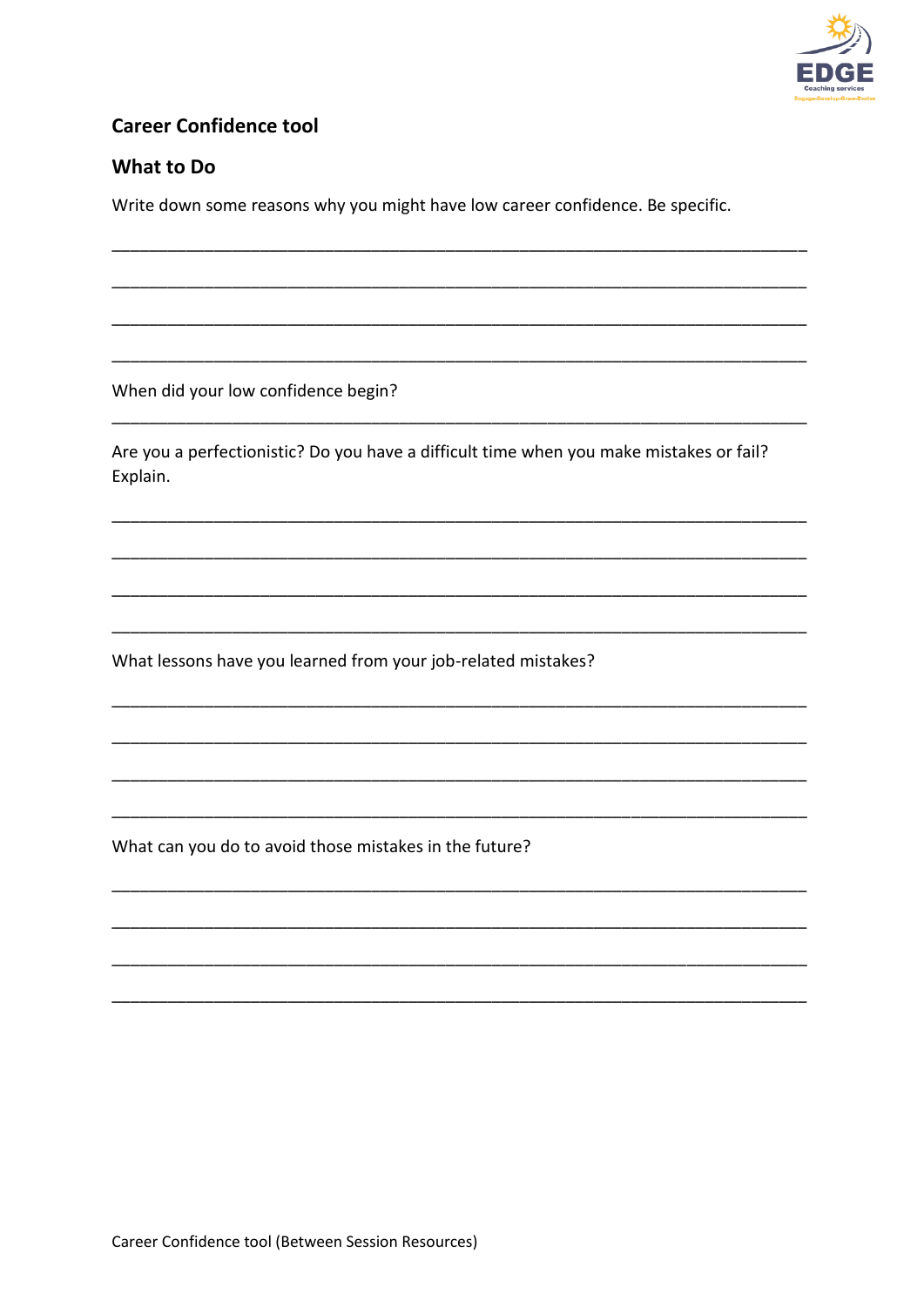## Career Confidence tool

### What to Do

Write down some reasons why you might have low career confidence. Be specific.

\_\_\_\_\_\_\_\_\_\_\_\_\_\_\_\_\_\_\_\_\_\_\_\_\_\_\_\_\_\_\_\_\_\_\_\_\_\_\_\_\_\_\_\_\_\_\_\_\_\_\_\_\_\_\_\_\_\_\_\_\_\_\_\_\_\_\_\_\_\_\_\_

\_\_\_\_\_\_\_\_\_\_\_\_\_\_\_\_\_\_\_\_\_\_\_\_\_\_\_\_\_\_\_\_\_\_\_\_\_\_\_\_\_\_\_\_\_\_\_\_\_\_\_\_\_\_\_\_\_\_\_\_\_\_\_\_\_\_\_\_\_\_\_\_

\_\_\_\_\_\_\_\_\_\_\_\_\_\_\_\_\_\_\_\_\_\_\_\_\_\_\_\_\_\_\_\_\_\_\_\_\_\_\_\_\_\_\_\_\_\_\_\_\_\_\_\_\_\_\_\_\_\_\_\_\_\_\_\_\_\_\_\_\_\_\_\_

\_\_\_\_\_\_\_\_\_\_\_\_\_\_\_\_\_\_\_\_\_\_\_\_\_\_\_\_\_\_\_\_\_\_\_\_\_\_\_\_\_\_\_\_\_\_\_\_\_\_\_\_\_\_\_\_\_\_\_\_\_\_\_\_\_\_\_\_\_\_\_\_

When did your low confidence begin?

\_\_\_\_\_\_\_\_\_\_\_\_\_\_\_\_\_\_\_\_\_\_\_\_\_\_\_\_\_\_\_\_\_\_\_\_\_\_\_\_\_\_\_\_\_\_\_\_\_\_\_\_\_\_\_\_\_\_\_\_\_\_\_\_\_\_\_\_\_\_\_\_

Are you a perfectionistic? Do you have a difficult time when you make mistakes or fail? Explain.

\_\_\_\_\_\_\_\_\_\_\_\_\_\_\_\_\_\_\_\_\_\_\_\_\_\_\_\_\_\_\_\_\_\_\_\_\_\_\_\_\_\_\_\_\_\_\_\_\_\_\_\_\_\_\_\_\_\_\_\_\_\_\_\_\_\_\_\_\_\_\_\_

\_\_\_\_\_\_\_\_\_\_\_\_\_\_\_\_\_\_\_\_\_\_\_\_\_\_\_\_\_\_\_\_\_\_\_\_\_\_\_\_\_\_\_\_\_\_\_\_\_\_\_\_\_\_\_\_\_\_\_\_\_\_\_\_\_\_\_\_\_\_\_\_

\_\_\_\_\_\_\_\_\_\_\_\_\_\_\_\_\_\_\_\_\_\_\_\_\_\_\_\_\_\_\_\_\_\_\_\_\_\_\_\_\_\_\_\_\_\_\_\_\_\_\_\_\_\_\_\_\_\_\_\_\_\_\_\_\_\_\_\_\_\_\_\_

\_\_\_\_\_\_\_\_\_\_\_\_\_\_\_\_\_\_\_\_\_\_\_\_\_\_\_\_\_\_\_\_\_\_\_\_\_\_\_\_\_\_\_\_\_\_\_\_\_\_\_\_\_\_\_\_\_\_\_\_\_\_\_\_\_\_\_\_\_\_\_\_

What lessons have you learned from your job-related mistakes?

\_\_\_\_\_\_\_\_\_\_\_\_\_\_\_\_\_\_\_\_\_\_\_\_\_\_\_\_\_\_\_\_\_\_\_\_\_\_\_\_\_\_\_\_\_\_\_\_\_\_\_\_\_\_\_\_\_\_\_\_\_\_\_\_\_\_\_\_\_\_\_\_

\_\_\_\_\_\_\_\_\_\_\_\_\_\_\_\_\_\_\_\_\_\_\_\_\_\_\_\_\_\_\_\_\_\_\_\_\_\_\_\_\_\_\_\_\_\_\_\_\_\_\_\_\_\_\_\_\_\_\_\_\_\_\_\_\_\_\_\_\_\_\_\_

\_\_\_\_\_\_\_\_\_\_\_\_\_\_\_\_\_\_\_\_\_\_\_\_\_\_\_\_\_\_\_\_\_\_\_\_\_\_\_\_\_\_\_\_\_\_\_\_\_\_\_\_\_\_\_\_\_\_\_\_\_\_\_\_\_\_\_\_\_\_\_\_

\_\_\_\_\_\_\_\_\_\_\_\_\_\_\_\_\_\_\_\_\_\_\_\_\_\_\_\_\_\_\_\_\_\_\_\_\_\_\_\_\_\_\_\_\_\_\_\_\_\_\_\_\_\_\_\_\_\_\_\_\_\_\_\_\_\_\_\_\_\_\_\_

What can you do to avoid those mistakes in the future?

\_\_\_\_\_\_\_\_\_\_\_\_\_\_\_\_\_\_\_\_\_\_\_\_\_\_\_\_\_\_\_\_\_\_\_\_\_\_\_\_\_\_\_\_\_\_\_\_\_\_\_\_\_\_\_\_\_\_\_\_\_\_\_\_\_\_\_\_\_\_\_\_

\_\_\_\_\_\_\_\_\_\_\_\_\_\_\_\_\_\_\_\_\_\_\_\_\_\_\_\_\_\_\_\_\_\_\_\_\_\_\_\_\_\_\_\_\_\_\_\_\_\_\_\_\_\_\_\_\_\_\_\_\_\_\_\_\_\_\_\_\_\_\_\_

\_\_\_\_\_\_\_\_\_\_\_\_\_\_\_\_\_\_\_\_\_\_\_\_\_\_\_\_\_\_\_\_\_\_\_\_\_\_\_\_\_\_\_\_\_\_\_\_\_\_\_\_\_\_\_\_\_\_\_\_\_\_\_\_\_\_\_\_\_\_\_\_

\_\_\_\_\_\_\_\_\_\_\_\_\_\_\_\_\_\_\_\_\_\_\_\_\_\_\_\_\_\_\_\_\_\_\_\_\_\_\_\_\_\_\_\_\_\_\_\_\_\_\_\_\_\_\_\_\_\_\_\_\_\_\_\_\_\_\_\_\_\_\_\_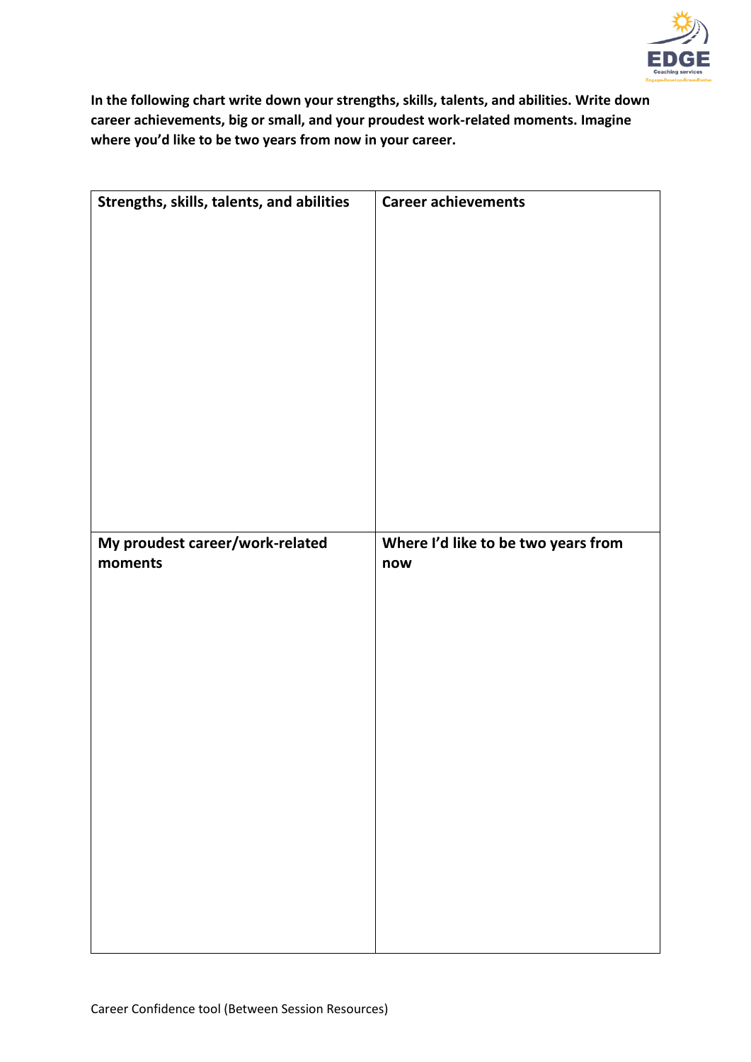**In the following chart write down your strengths, skills, talents, and abilities. Write down career achievements, big or small, and your proudest work-related moments. Imagine where you'd like to be two years from now in your career.**

| Strengths, skills, talents, and abilities | Career achievements |
| --- | --- |
| | |
| **My proudest career/work-related moments** | **Where I'd like to be two years from now** |
| | |

Career Confidence tool (Between Session Resources)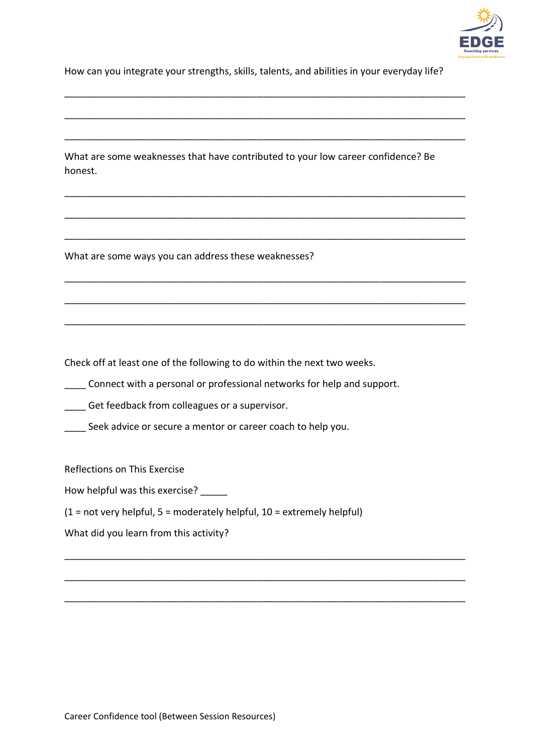How can you integrate your strengths, skills, talents, and abilities in your everyday life?

___________________________________________________________________________

___________________________________________________________________________

___________________________________________________________________________

What are some weaknesses that have contributed to your low career confidence? Be honest.

___________________________________________________________________________

___________________________________________________________________________

___________________________________________________________________________

What are some ways you can address these weaknesses?

___________________________________________________________________________

___________________________________________________________________________

___________________________________________________________________________

Check off at least one of the following to do within the next two weeks.

____ Connect with a personal or professional networks for help and support.

____ Get feedback from colleagues or a supervisor.

____ Seek advice or secure a mentor or career coach to help you.

Reflections on This Exercise

How helpful was this exercise? _____

(1 = not very helpful, 5 = moderately helpful, 10 = extremely helpful)

What did you learn from this activity?

___________________________________________________________________________

___________________________________________________________________________

___________________________________________________________________________